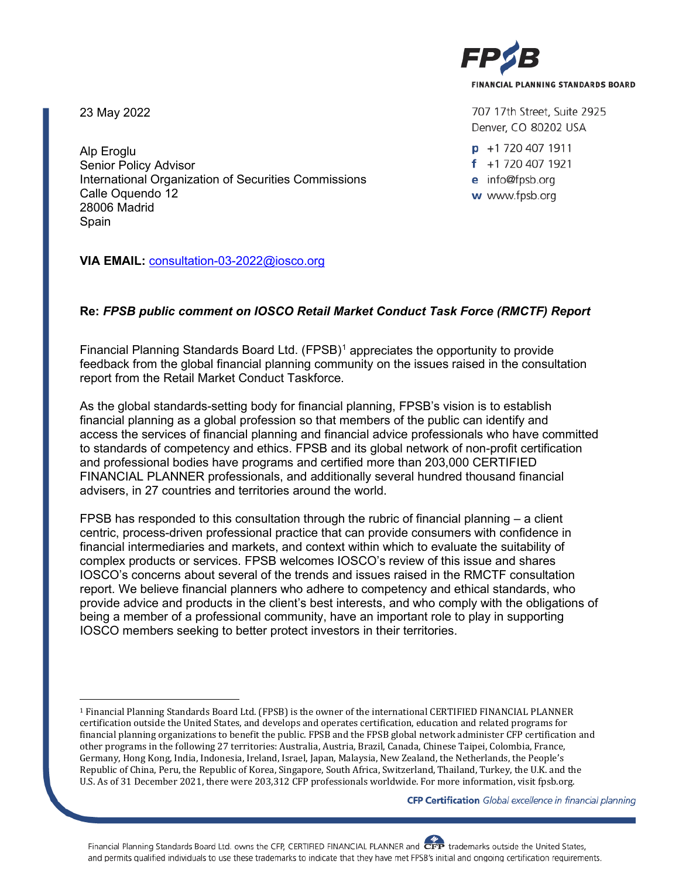FINANCIAL PLANNING STANDARDS BOARD

707 17th Street, Suite 2925
Denver, CO 80202 USA

p +1 720 407 1911
f +1 720 407 1921
e info@fpsb.org
w www.fpsb.org

23 May 2022

Alp Eroglu
Senior Policy Advisor
International Organization of Securities Commissions
Calle Oquendo 12
28006 Madrid
Spain

**VIA EMAIL:** consultation-03-2022@iosco.org

**Re:** ***FPSB public comment on IOSCO Retail Market Conduct Task Force (RMCTF) Report***

Financial Planning Standards Board Ltd. (FPSB)[1] appreciates the opportunity to provide feedback from the global financial planning community on the issues raised in the consultation report from the Retail Market Conduct Taskforce.

As the global standards-setting body for financial planning, FPSB's vision is to establish financial planning as a global profession so that members of the public can identify and access the services of financial planning and financial advice professionals who have committed to standards of competency and ethics. FPSB and its global network of non-profit certification and professional bodies have programs and certified more than 203,000 CERTIFIED FINANCIAL PLANNER professionals, and additionally several hundred thousand financial advisers, in 27 countries and territories around the world.

FPSB has responded to this consultation through the rubric of financial planning – a client centric, process-driven professional practice that can provide consumers with confidence in financial intermediaries and markets, and context within which to evaluate the suitability of complex products or services. FPSB welcomes IOSCO's review of this issue and shares IOSCO's concerns about several of the trends and issues raised in the RMCTF consultation report. We believe financial planners who adhere to competency and ethical standards, who provide advice and products in the client's best interests, and who comply with the obligations of being a member of a professional community, have an important role to play in supporting IOSCO members seeking to better protect investors in their territories.

---

[1] Financial Planning Standards Board Ltd. (FPSB) is the owner of the international CERTIFIED FINANCIAL PLANNER certification outside the United States, and develops and operates certification, education and related programs for financial planning organizations to benefit the public. FPSB and the FPSB global network administer CFP certification and other programs in the following 27 territories: Australia, Austria, Brazil, Canada, Chinese Taipei, Colombia, France, Germany, Hong Kong, India, Indonesia, Ireland, Israel, Japan, Malaysia, New Zealand, the Netherlands, the People's Republic of China, Peru, the Republic of Korea, Singapore, South Africa, Switzerland, Thailand, Turkey, the U.K. and the U.S. As of 31 December 2021, there were 203,312 CFP professionals worldwide. For more information, visit fpsb.org.

**CFP Certification** *Global excellence in financial planning*

Financial Planning Standards Board Ltd. owns the CFP, CERTIFIED FINANCIAL PLANNER and CFP trademarks outside the United States, and permits qualified individuals to use these trademarks to indicate that they have met FPSB's initial and ongoing certification requirements.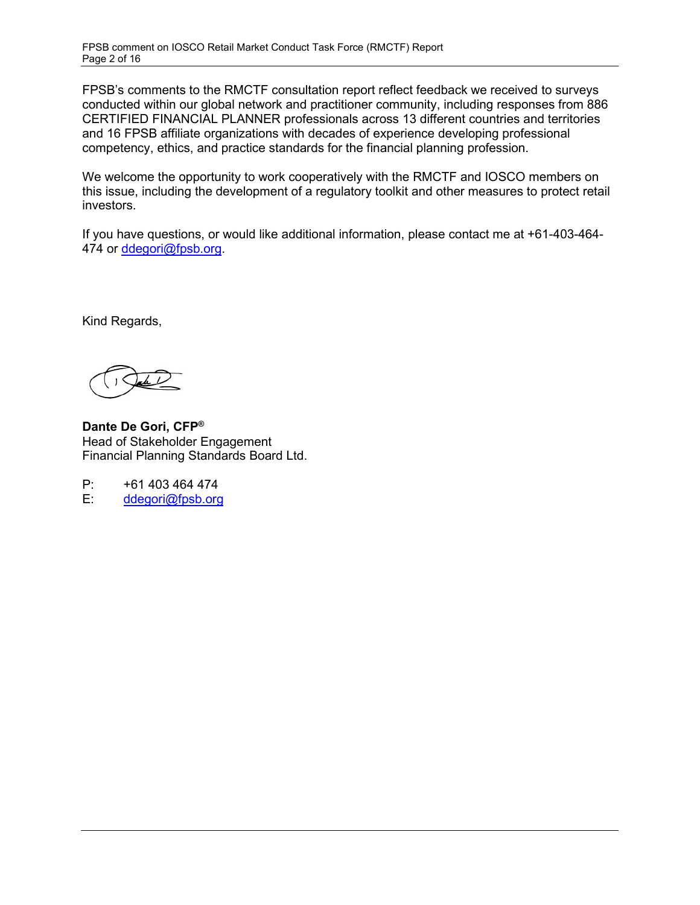FPSB's comments to the RMCTF consultation report reflect feedback we received to surveys conducted within our global network and practitioner community, including responses from 886 CERTIFIED FINANCIAL PLANNER professionals across 13 different countries and territories and 16 FPSB affiliate organizations with decades of experience developing professional competency, ethics, and practice standards for the financial planning profession.

We welcome the opportunity to work cooperatively with the RMCTF and IOSCO members on this issue, including the development of a regulatory toolkit and other measures to protect retail investors.

If you have questions, or would like additional information, please contact me at +61-403-464-474 or ddegori@fpsb.org.

Kind Regards,

**Dante De Gori, CFP®**
Head of Stakeholder Engagement
Financial Planning Standards Board Ltd.

P: +61 403 464 474
E: ddegori@fpsb.org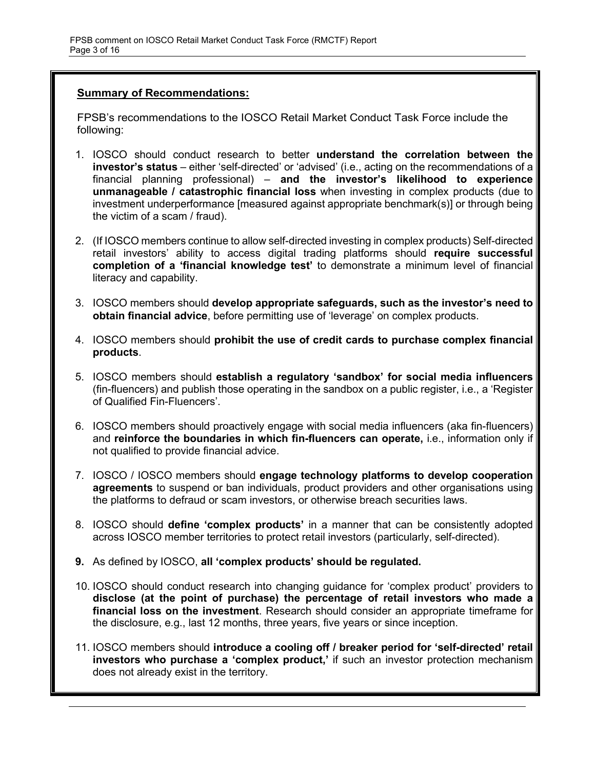**Summary of Recommendations:**

FPSB's recommendations to the IOSCO Retail Market Conduct Task Force include the following:

1. IOSCO should conduct research to better **understand the correlation between the investor's status** – either 'self-directed' or 'advised' (i.e., acting on the recommendations of a financial planning professional) – **and the investor's likelihood to experience unmanageable / catastrophic financial loss** when investing in complex products (due to investment underperformance [measured against appropriate benchmark(s)] or through being the victim of a scam / fraud).

2. (If IOSCO members continue to allow self-directed investing in complex products) Self-directed retail investors' ability to access digital trading platforms should **require successful completion of a 'financial knowledge test'** to demonstrate a minimum level of financial literacy and capability.

3. IOSCO members should **develop appropriate safeguards, such as the investor's need to obtain financial advice**, before permitting use of 'leverage' on complex products.

4. IOSCO members should **prohibit the use of credit cards to purchase complex financial products**.

5. IOSCO members should **establish a regulatory 'sandbox' for social media influencers** (fin-fluencers) and publish those operating in the sandbox on a public register, i.e., a 'Register of Qualified Fin-Fluencers'.

6. IOSCO members should proactively engage with social media influencers (aka fin-fluencers) and **reinforce the boundaries in which fin-fluencers can operate,** i.e., information only if not qualified to provide financial advice.

7. IOSCO / IOSCO members should **engage technology platforms to develop cooperation agreements** to suspend or ban individuals, product providers and other organisations using the platforms to defraud or scam investors, or otherwise breach securities laws.

8. IOSCO should **define 'complex products'** in a manner that can be consistently adopted across IOSCO member territories to protect retail investors (particularly, self-directed).

9. As defined by IOSCO, **all 'complex products' should be regulated.**

10. IOSCO should conduct research into changing guidance for 'complex product' providers to **disclose (at the point of purchase) the percentage of retail investors who made a financial loss on the investment**. Research should consider an appropriate timeframe for the disclosure, e.g., last 12 months, three years, five years or since inception.

11. IOSCO members should **introduce a cooling off / breaker period for 'self-directed' retail investors who purchase a 'complex product,'** if such an investor protection mechanism does not already exist in the territory.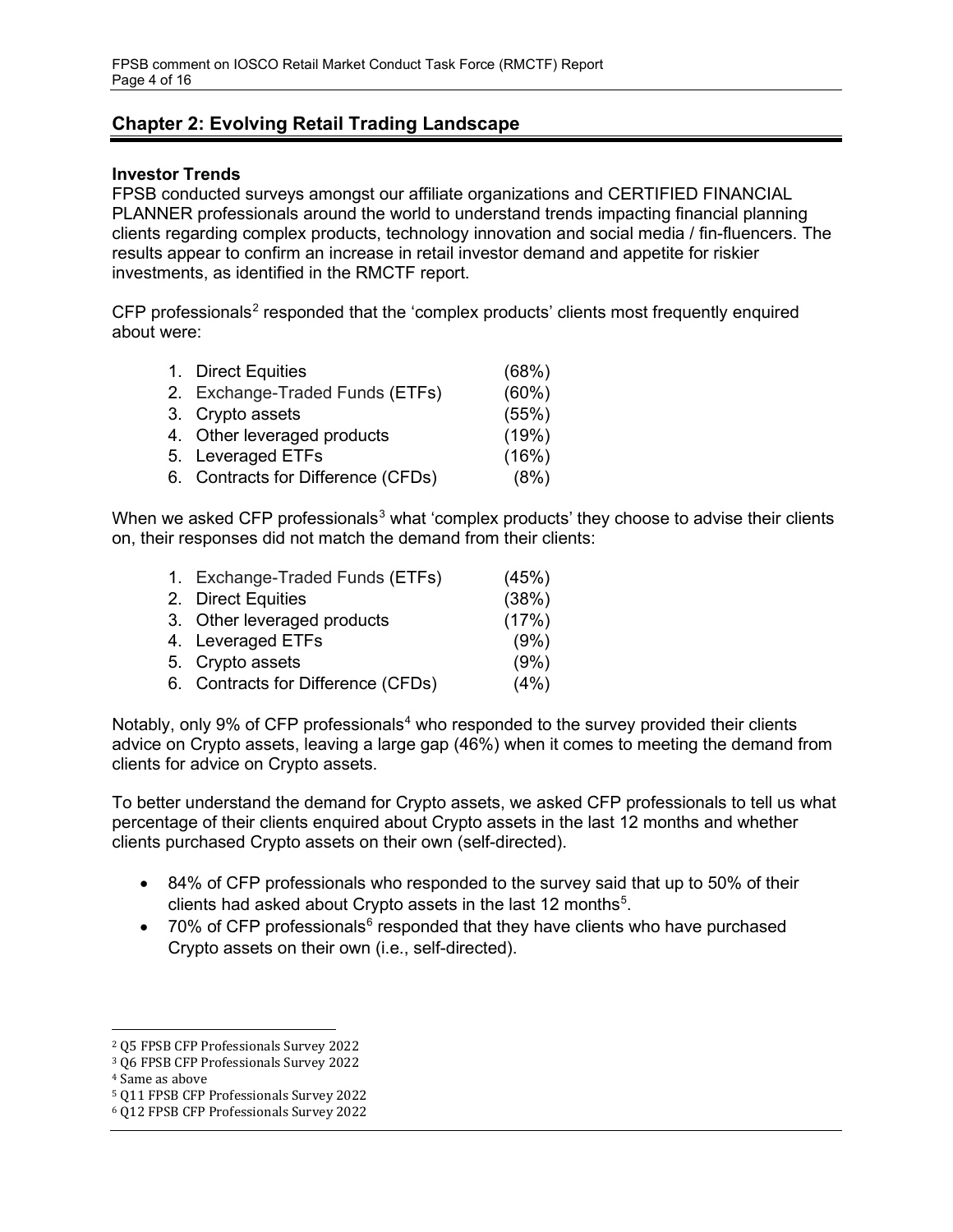## Chapter 2: Evolving Retail Trading Landscape

**Investor Trends**

FPSB conducted surveys amongst our affiliate organizations and CERTIFIED FINANCIAL PLANNER professionals around the world to understand trends impacting financial planning clients regarding complex products, technology innovation and social media / fin-fluencers. The results appear to confirm an increase in retail investor demand and appetite for riskier investments, as identified in the RMCTF report.

CFP professionals[2] responded that the 'complex products' clients most frequently enquired about were:

1. Direct Equities (68%)
2. Exchange-Traded Funds (ETFs) (60%)
3. Crypto assets (55%)
4. Other leveraged products (19%)
5. Leveraged ETFs (16%)
6. Contracts for Difference (CFDs) (8%)

When we asked CFP professionals[3] what 'complex products' they choose to advise their clients on, their responses did not match the demand from their clients:

1. Exchange-Traded Funds (ETFs) (45%)
2. Direct Equities (38%)
3. Other leveraged products (17%)
4. Leveraged ETFs (9%)
5. Crypto assets (9%)
6. Contracts for Difference (CFDs) (4%)

Notably, only 9% of CFP professionals[4] who responded to the survey provided their clients advice on Crypto assets, leaving a large gap (46%) when it comes to meeting the demand from clients for advice on Crypto assets.

To better understand the demand for Crypto assets, we asked CFP professionals to tell us what percentage of their clients enquired about Crypto assets in the last 12 months and whether clients purchased Crypto assets on their own (self-directed).

- 84% of CFP professionals who responded to the survey said that up to 50% of their clients had asked about Crypto assets in the last 12 months[5].
- 70% of CFP professionals[6] responded that they have clients who have purchased Crypto assets on their own (i.e., self-directed).

---

[2] Q5 FPSB CFP Professionals Survey 2022
[3] Q6 FPSB CFP Professionals Survey 2022
[4] Same as above
[5] Q11 FPSB CFP Professionals Survey 2022
[6] Q12 FPSB CFP Professionals Survey 2022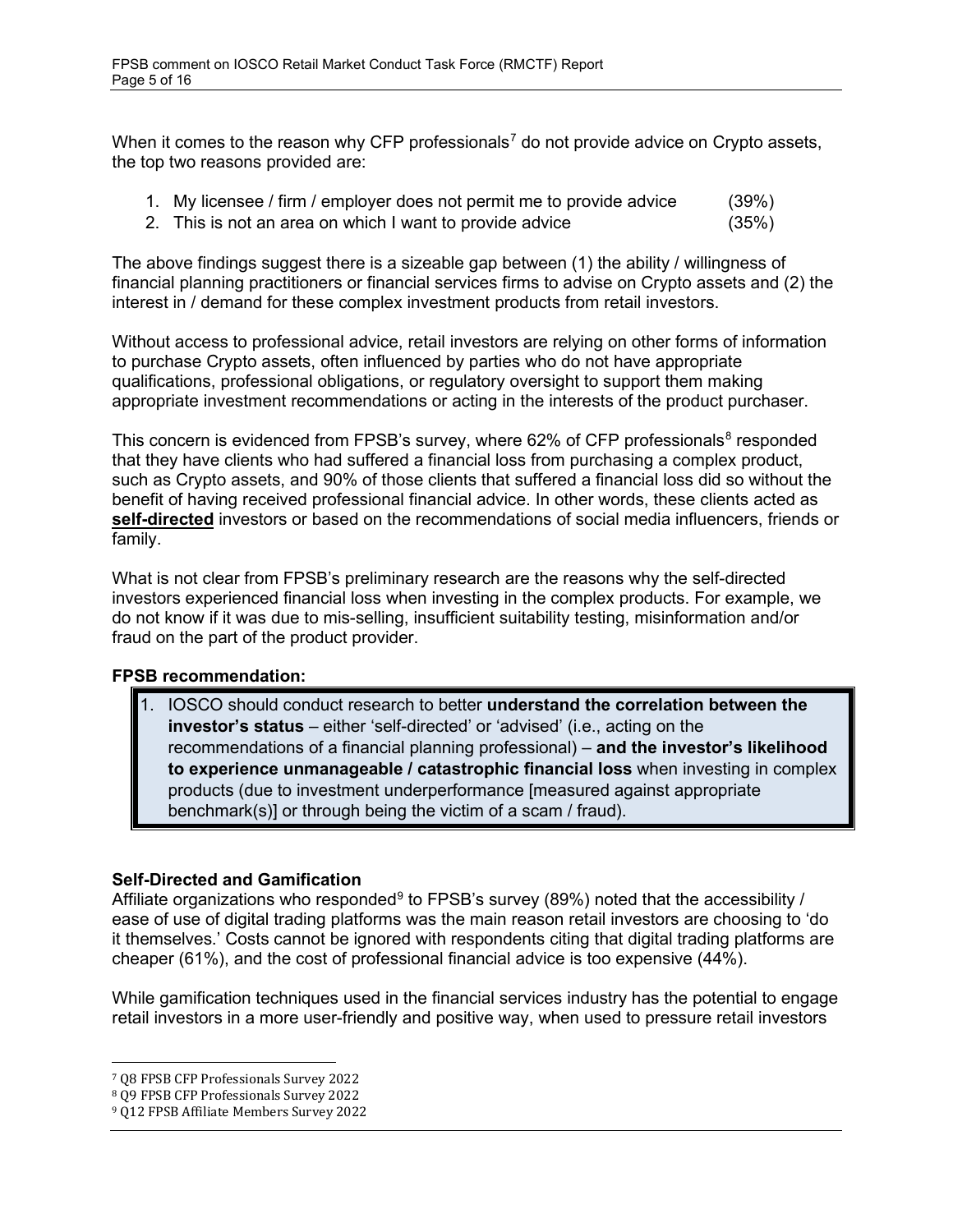When it comes to the reason why CFP professionals[7] do not provide advice on Crypto assets, the top two reasons provided are:

1. My licensee / firm / employer does not permit me to provide advice (39%)
2. This is not an area on which I want to provide advice (35%)

The above findings suggest there is a sizeable gap between (1) the ability / willingness of financial planning practitioners or financial services firms to advise on Crypto assets and (2) the interest in / demand for these complex investment products from retail investors.

Without access to professional advice, retail investors are relying on other forms of information to purchase Crypto assets, often influenced by parties who do not have appropriate qualifications, professional obligations, or regulatory oversight to support them making appropriate investment recommendations or acting in the interests of the product purchaser.

This concern is evidenced from FPSB's survey, where 62% of CFP professionals[8] responded that they have clients who had suffered a financial loss from purchasing a complex product, such as Crypto assets, and 90% of those clients that suffered a financial loss did so without the benefit of having received professional financial advice. In other words, these clients acted as **self-directed** investors or based on the recommendations of social media influencers, friends or family.

What is not clear from FPSB's preliminary research are the reasons why the self-directed investors experienced financial loss when investing in the complex products. For example, we do not know if it was due to mis-selling, insufficient suitability testing, misinformation and/or fraud on the part of the product provider.

**FPSB recommendation:**

1. IOSCO should conduct research to better **understand the correlation between the investor's status** – either 'self-directed' or 'advised' (i.e., acting on the recommendations of a financial planning professional) – **and the investor's likelihood to experience unmanageable / catastrophic financial loss** when investing in complex products (due to investment underperformance [measured against appropriate benchmark(s)] or through being the victim of a scam / fraud).

**Self-Directed and Gamification**

Affiliate organizations who responded[9] to FPSB's survey (89%) noted that the accessibility / ease of use of digital trading platforms was the main reason retail investors are choosing to 'do it themselves.' Costs cannot be ignored with respondents citing that digital trading platforms are cheaper (61%), and the cost of professional financial advice is too expensive (44%).

While gamification techniques used in the financial services industry has the potential to engage retail investors in a more user-friendly and positive way, when used to pressure retail investors

[7] Q8 FPSB CFP Professionals Survey 2022
[8] Q9 FPSB CFP Professionals Survey 2022
[9] Q12 FPSB Affiliate Members Survey 2022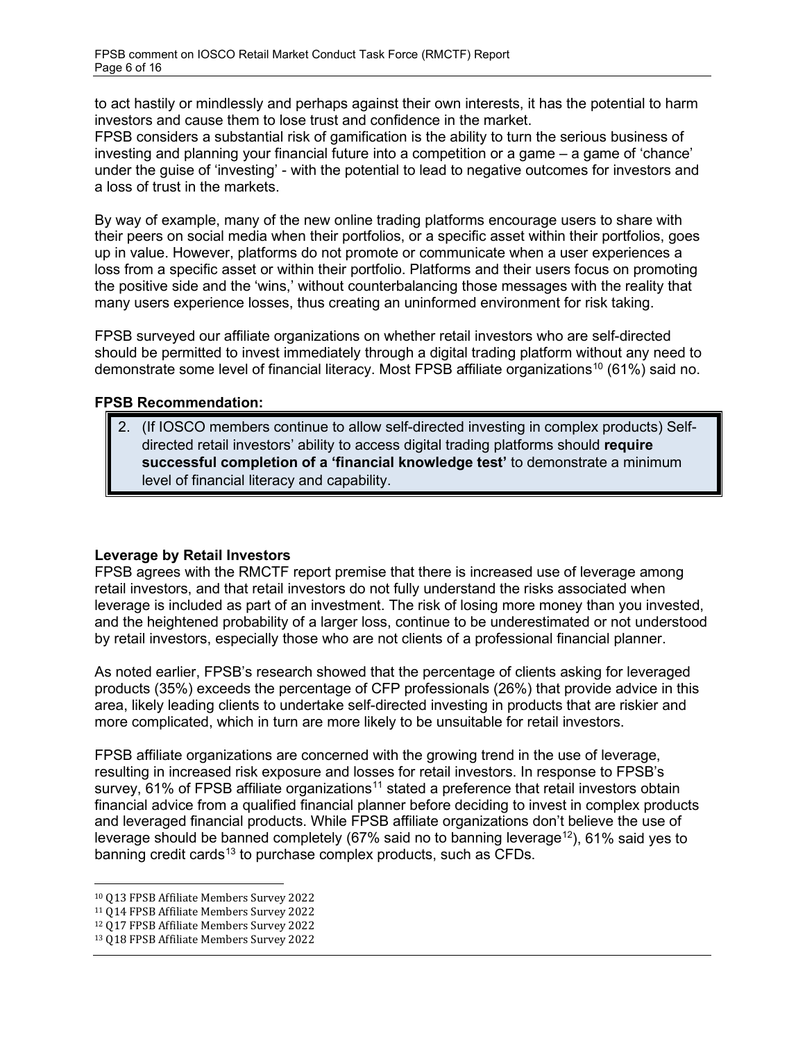to act hastily or mindlessly and perhaps against their own interests, it has the potential to harm investors and cause them to lose trust and confidence in the market.
FPSB considers a substantial risk of gamification is the ability to turn the serious business of investing and planning your financial future into a competition or a game – a game of 'chance' under the guise of 'investing' - with the potential to lead to negative outcomes for investors and a loss of trust in the markets.

By way of example, many of the new online trading platforms encourage users to share with their peers on social media when their portfolios, or a specific asset within their portfolios, goes up in value. However, platforms do not promote or communicate when a user experiences a loss from a specific asset or within their portfolio. Platforms and their users focus on promoting the positive side and the 'wins,' without counterbalancing those messages with the reality that many users experience losses, thus creating an uninformed environment for risk taking.

FPSB surveyed our affiliate organizations on whether retail investors who are self-directed should be permitted to invest immediately through a digital trading platform without any need to demonstrate some level of financial literacy. Most FPSB affiliate organizations[10] (61%) said no.

**FPSB Recommendation:**

2. (If IOSCO members continue to allow self-directed investing in complex products) Self-directed retail investors' ability to access digital trading platforms should **require successful completion of a 'financial knowledge test'** to demonstrate a minimum level of financial literacy and capability.

**Leverage by Retail Investors**

FPSB agrees with the RMCTF report premise that there is increased use of leverage among retail investors, and that retail investors do not fully understand the risks associated when leverage is included as part of an investment. The risk of losing more money than you invested, and the heightened probability of a larger loss, continue to be underestimated or not understood by retail investors, especially those who are not clients of a professional financial planner.

As noted earlier, FPSB's research showed that the percentage of clients asking for leveraged products (35%) exceeds the percentage of CFP professionals (26%) that provide advice in this area, likely leading clients to undertake self-directed investing in products that are riskier and more complicated, which in turn are more likely to be unsuitable for retail investors.

FPSB affiliate organizations are concerned with the growing trend in the use of leverage, resulting in increased risk exposure and losses for retail investors. In response to FPSB's survey, 61% of FPSB affiliate organizations[11] stated a preference that retail investors obtain financial advice from a qualified financial planner before deciding to invest in complex products and leveraged financial products. While FPSB affiliate organizations don't believe the use of leverage should be banned completely (67% said no to banning leverage[12]), 61% said yes to banning credit cards[13] to purchase complex products, such as CFDs.

[10] Q13 FPSB Affiliate Members Survey 2022
[11] Q14 FPSB Affiliate Members Survey 2022
[12] Q17 FPSB Affiliate Members Survey 2022
[13] Q18 FPSB Affiliate Members Survey 2022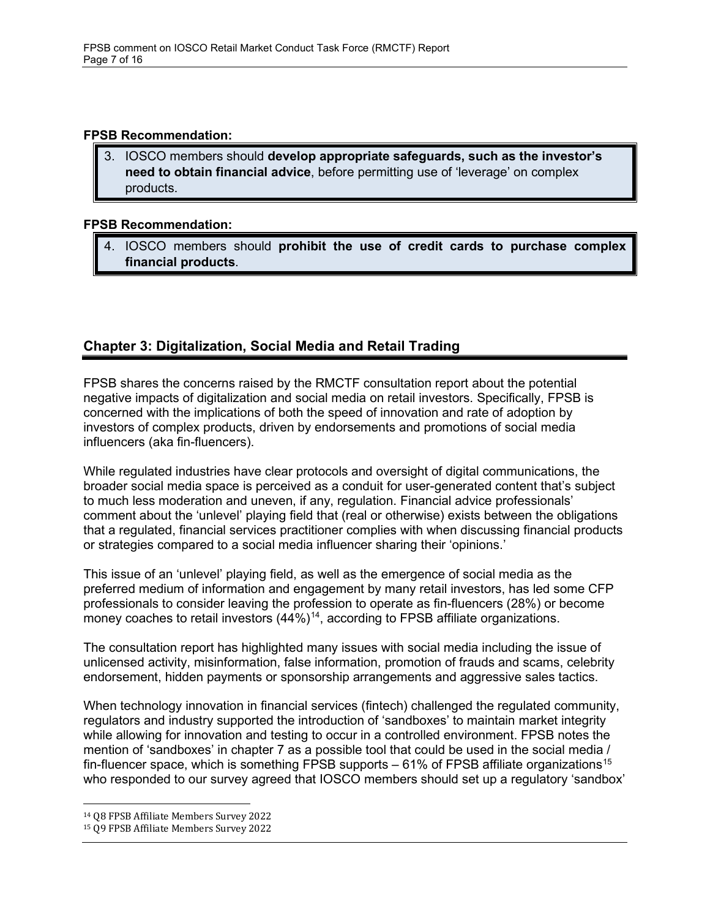**FPSB Recommendation:**

3. IOSCO members should **develop appropriate safeguards, such as the investor's need to obtain financial advice**, before permitting use of 'leverage' on complex products.

**FPSB Recommendation:**

4. IOSCO members should **prohibit the use of credit cards to purchase complex financial products**.

## Chapter 3: Digitalization, Social Media and Retail Trading

FPSB shares the concerns raised by the RMCTF consultation report about the potential negative impacts of digitalization and social media on retail investors. Specifically, FPSB is concerned with the implications of both the speed of innovation and rate of adoption by investors of complex products, driven by endorsements and promotions of social media influencers (aka fin-fluencers).

While regulated industries have clear protocols and oversight of digital communications, the broader social media space is perceived as a conduit for user-generated content that's subject to much less moderation and uneven, if any, regulation. Financial advice professionals' comment about the 'unlevel' playing field that (real or otherwise) exists between the obligations that a regulated, financial services practitioner complies with when discussing financial products or strategies compared to a social media influencer sharing their 'opinions.'

This issue of an 'unlevel' playing field, as well as the emergence of social media as the preferred medium of information and engagement by many retail investors, has led some CFP professionals to consider leaving the profession to operate as fin-fluencers (28%) or become money coaches to retail investors (44%)[14], according to FPSB affiliate organizations.

The consultation report has highlighted many issues with social media including the issue of unlicensed activity, misinformation, false information, promotion of frauds and scams, celebrity endorsement, hidden payments or sponsorship arrangements and aggressive sales tactics.

When technology innovation in financial services (fintech) challenged the regulated community, regulators and industry supported the introduction of 'sandboxes' to maintain market integrity while allowing for innovation and testing to occur in a controlled environment. FPSB notes the mention of 'sandboxes' in chapter 7 as a possible tool that could be used in the social media / fin-fluencer space, which is something FPSB supports – 61% of FPSB affiliate organizations[15] who responded to our survey agreed that IOSCO members should set up a regulatory 'sandbox'

[14] Q8 FPSB Affiliate Members Survey 2022

[15] Q9 FPSB Affiliate Members Survey 2022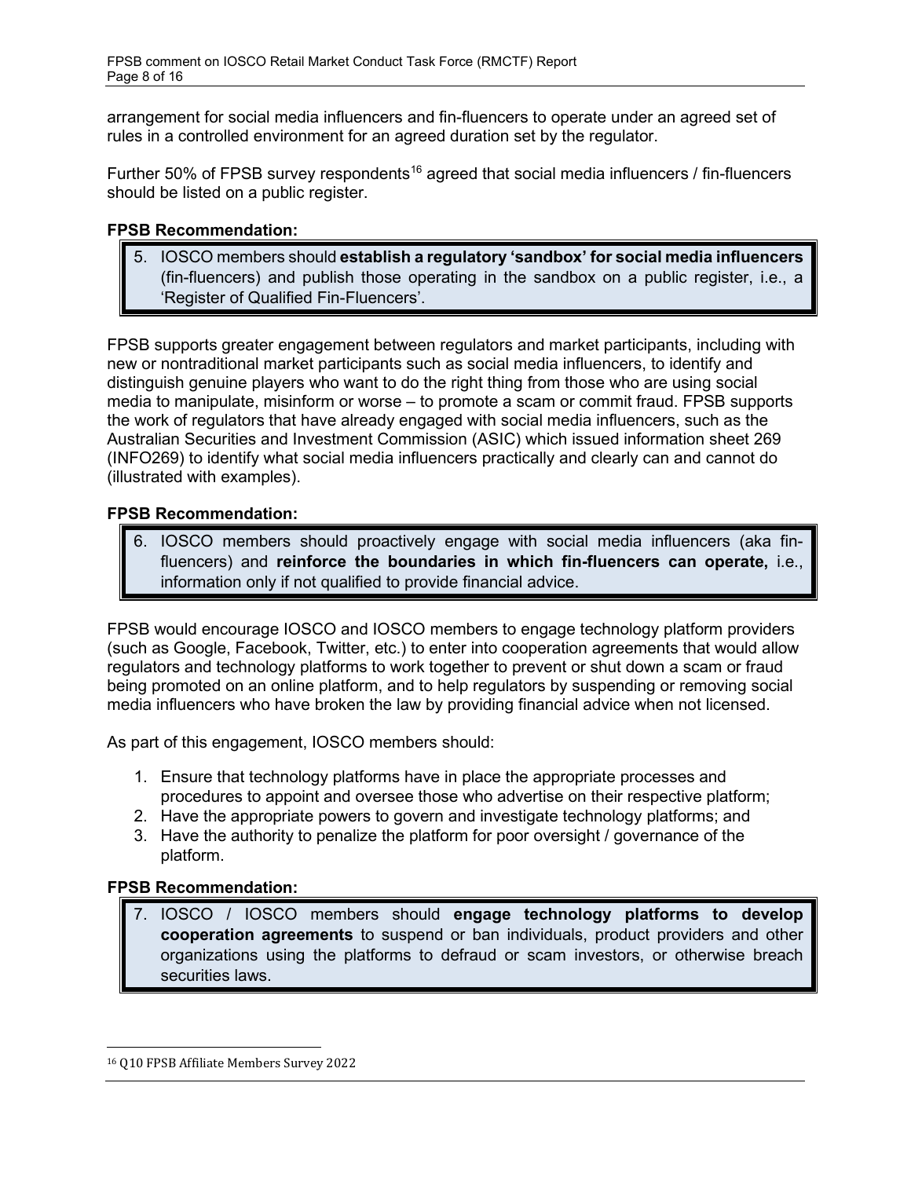arrangement for social media influencers and fin-fluencers to operate under an agreed set of rules in a controlled environment for an agreed duration set by the regulator.

Further 50% of FPSB survey respondents[16] agreed that social media influencers / fin-fluencers should be listed on a public register.

**FPSB Recommendation:**

> 5. IOSCO members should **establish a regulatory 'sandbox' for social media influencers** (fin-fluencers) and publish those operating in the sandbox on a public register, i.e., a 'Register of Qualified Fin-Fluencers'.

FPSB supports greater engagement between regulators and market participants, including with new or nontraditional market participants such as social media influencers, to identify and distinguish genuine players who want to do the right thing from those who are using social media to manipulate, misinform or worse – to promote a scam or commit fraud. FPSB supports the work of regulators that have already engaged with social media influencers, such as the Australian Securities and Investment Commission (ASIC) which issued information sheet 269 (INFO269) to identify what social media influencers practically and clearly can and cannot do (illustrated with examples).

**FPSB Recommendation:**

> 6. IOSCO members should proactively engage with social media influencers (aka fin-fluencers) and **reinforce the boundaries in which fin-fluencers can operate,** i.e., information only if not qualified to provide financial advice.

FPSB would encourage IOSCO and IOSCO members to engage technology platform providers (such as Google, Facebook, Twitter, etc.) to enter into cooperation agreements that would allow regulators and technology platforms to work together to prevent or shut down a scam or fraud being promoted on an online platform, and to help regulators by suspending or removing social media influencers who have broken the law by providing financial advice when not licensed.

As part of this engagement, IOSCO members should:

1. Ensure that technology platforms have in place the appropriate processes and procedures to appoint and oversee those who advertise on their respective platform;
2. Have the appropriate powers to govern and investigate technology platforms; and
3. Have the authority to penalize the platform for poor oversight / governance of the platform.

**FPSB Recommendation:**

> 7. IOSCO / IOSCO members should **engage technology platforms to develop cooperation agreements** to suspend or ban individuals, product providers and other organizations using the platforms to defraud or scam investors, or otherwise breach securities laws.

[16] Q10 FPSB Affiliate Members Survey 2022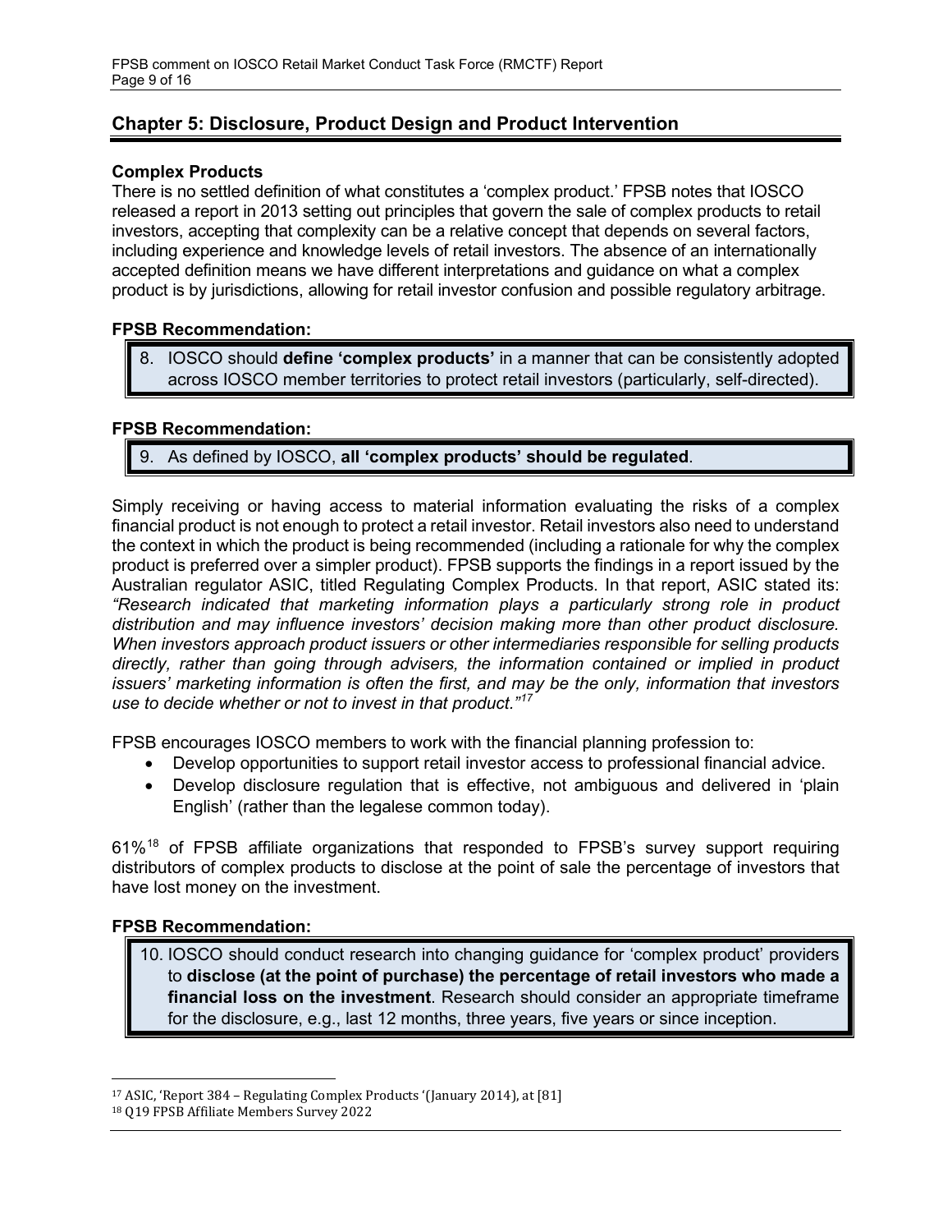## Chapter 5: Disclosure, Product Design and Product Intervention

### Complex Products

There is no settled definition of what constitutes a 'complex product.' FPSB notes that IOSCO released a report in 2013 setting out principles that govern the sale of complex products to retail investors, accepting that complexity can be a relative concept that depends on several factors, including experience and knowledge levels of retail investors. The absence of an internationally accepted definition means we have different interpretations and guidance on what a complex product is by jurisdictions, allowing for retail investor confusion and possible regulatory arbitrage.

**FPSB Recommendation:**

8. IOSCO should **define 'complex products'** in a manner that can be consistently adopted across IOSCO member territories to protect retail investors (particularly, self-directed).

**FPSB Recommendation:**

9. As defined by IOSCO, **all 'complex products' should be regulated**.

Simply receiving or having access to material information evaluating the risks of a complex financial product is not enough to protect a retail investor. Retail investors also need to understand the context in which the product is being recommended (including a rationale for why the complex product is preferred over a simpler product). FPSB supports the findings in a report issued by the Australian regulator ASIC, titled Regulating Complex Products. In that report, ASIC stated its: *"Research indicated that marketing information plays a particularly strong role in product distribution and may influence investors' decision making more than other product disclosure. When investors approach product issuers or other intermediaries responsible for selling products directly, rather than going through advisers, the information contained or implied in product issuers' marketing information is often the first, and may be the only, information that investors use to decide whether or not to invest in that product."*[17]

FPSB encourages IOSCO members to work with the financial planning profession to:

- Develop opportunities to support retail investor access to professional financial advice.
- Develop disclosure regulation that is effective, not ambiguous and delivered in 'plain English' (rather than the legalese common today).

61%[18] of FPSB affiliate organizations that responded to FPSB's survey support requiring distributors of complex products to disclose at the point of sale the percentage of investors that have lost money on the investment.

**FPSB Recommendation:**

10. IOSCO should conduct research into changing guidance for 'complex product' providers to **disclose (at the point of purchase) the percentage of retail investors who made a financial loss on the investment**. Research should consider an appropriate timeframe for the disclosure, e.g., last 12 months, three years, five years or since inception.

---

[17] ASIC, 'Report 384 – Regulating Complex Products '(January 2014), at [81]

[18] Q19 FPSB Affiliate Members Survey 2022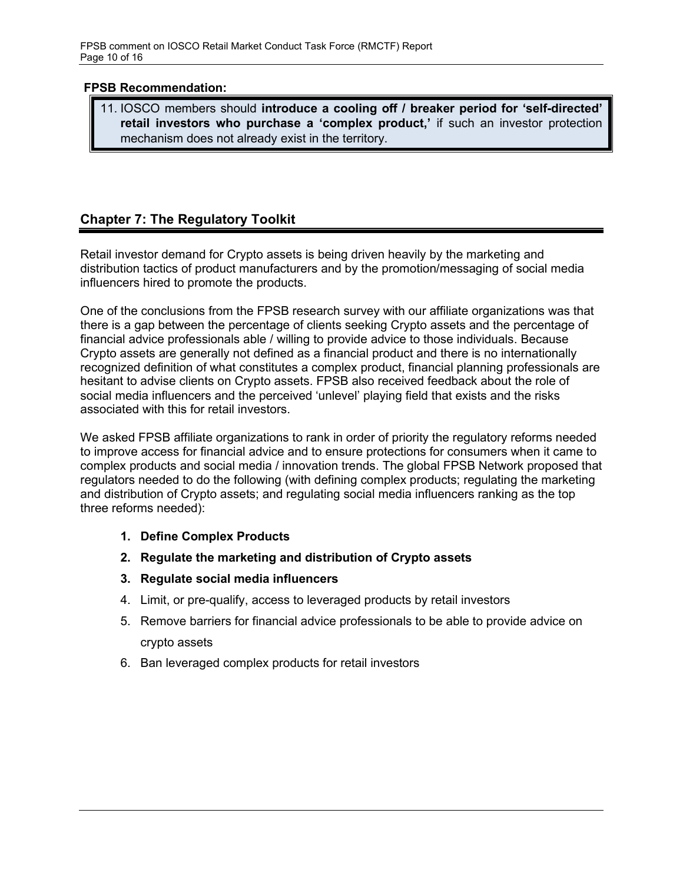**FPSB Recommendation:**

> 11. IOSCO members should **introduce a cooling off / breaker period for 'self-directed' retail investors who purchase a 'complex product,'** if such an investor protection mechanism does not already exist in the territory.

## Chapter 7: The Regulatory Toolkit

Retail investor demand for Crypto assets is being driven heavily by the marketing and distribution tactics of product manufacturers and by the promotion/messaging of social media influencers hired to promote the products.

One of the conclusions from the FPSB research survey with our affiliate organizations was that there is a gap between the percentage of clients seeking Crypto assets and the percentage of financial advice professionals able / willing to provide advice to those individuals. Because Crypto assets are generally not defined as a financial product and there is no internationally recognized definition of what constitutes a complex product, financial planning professionals are hesitant to advise clients on Crypto assets. FPSB also received feedback about the role of social media influencers and the perceived 'unlevel' playing field that exists and the risks associated with this for retail investors.

We asked FPSB affiliate organizations to rank in order of priority the regulatory reforms needed to improve access for financial advice and to ensure protections for consumers when it came to complex products and social media / innovation trends. The global FPSB Network proposed that regulators needed to do the following (with defining complex products; regulating the marketing and distribution of Crypto assets; and regulating social media influencers ranking as the top three reforms needed):

1. **Define Complex Products**
2. **Regulate the marketing and distribution of Crypto assets**
3. **Regulate social media influencers**
4. Limit, or pre-qualify, access to leveraged products by retail investors
5. Remove barriers for financial advice professionals to be able to provide advice on crypto assets
6. Ban leveraged complex products for retail investors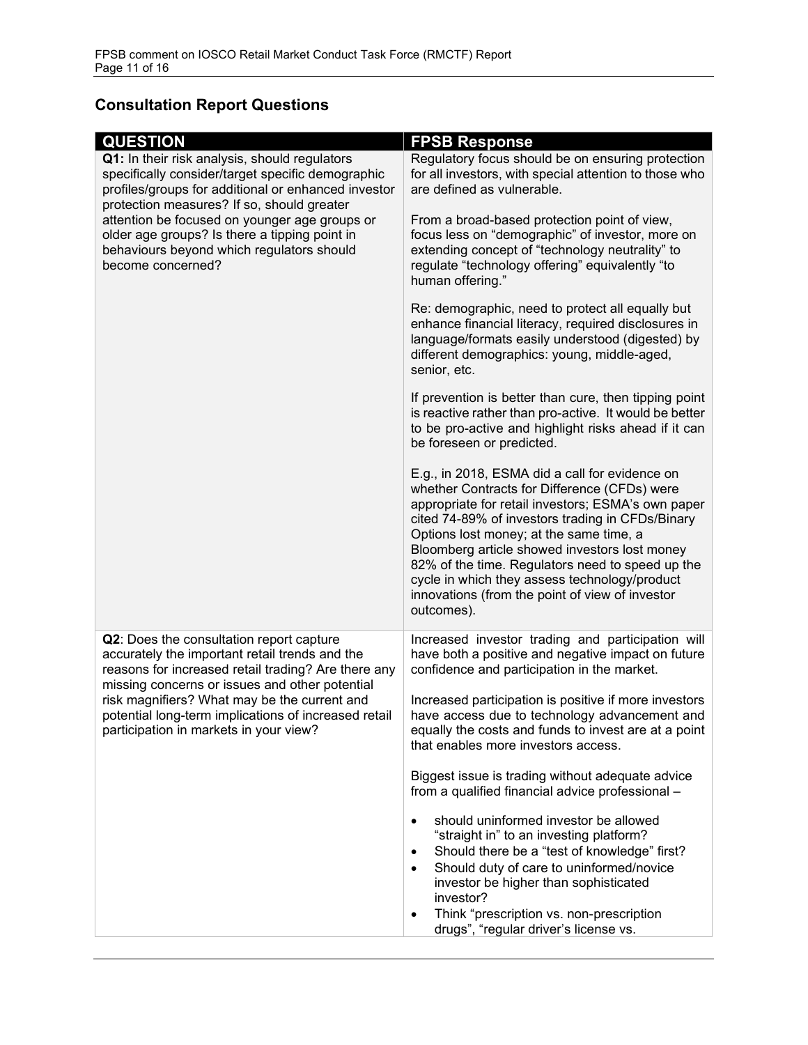## Consultation Report Questions

| QUESTION | FPSB Response |
|---|---|
| **Q1:** In their risk analysis, should regulators specifically consider/target specific demographic profiles/groups for additional or enhanced investor protection measures? If so, should greater attention be focused on younger age groups or older age groups? Is there a tipping point in behaviours beyond which regulators should become concerned? | Regulatory focus should be on ensuring protection for all investors, with special attention to those who are defined as vulnerable.<br><br>From a broad-based protection point of view, focus less on "demographic" of investor, more on extending concept of "technology neutrality" to regulate "technology offering" equivalently "to human offering."<br><br>Re: demographic, need to protect all equally but enhance financial literacy, required disclosures in language/formats easily understood (digested) by different demographics: young, middle-aged, senior, etc.<br><br>If prevention is better than cure, then tipping point is reactive rather than pro-active. It would be better to be pro-active and highlight risks ahead if it can be foreseen or predicted.<br><br>E.g., in 2018, ESMA did a call for evidence on whether Contracts for Difference (CFDs) were appropriate for retail investors; ESMA's own paper cited 74-89% of investors trading in CFDs/Binary Options lost money; at the same time, a Bloomberg article showed investors lost money 82% of the time. Regulators need to speed up the cycle in which they assess technology/product innovations (from the point of view of investor outcomes). |
| **Q2**: Does the consultation report capture accurately the important retail trends and the reasons for increased retail trading? Are there any missing concerns or issues and other potential risk magnifiers? What may be the current and potential long-term implications of increased retail participation in markets in your view? | Increased investor trading and participation will have both a positive and negative impact on future confidence and participation in the market.<br><br>Increased participation is positive if more investors have access due to technology advancement and equally the costs and funds to invest are at a point that enables more investors access.<br><br>Biggest issue is trading without adequate advice from a qualified financial advice professional –<br><br>• should uninformed investor be allowed "straight in" to an investing platform?<br>• Should there be a "test of knowledge" first?<br>• Should duty of care to uninformed/novice investor be higher than sophisticated investor?<br>• Think "prescription vs. non-prescription drugs", "regular driver's license vs. |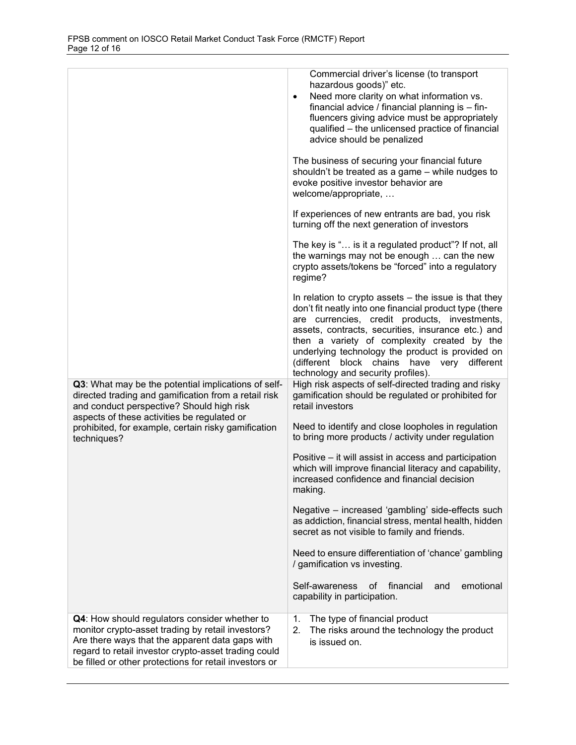| | |
|---|---|
| | Commercial driver's license (to transport hazardous goods)" etc.<br>• Need more clarity on what information vs. financial advice / financial planning is – fin-fluencers giving advice must be appropriately qualified – the unlicensed practice of financial advice should be penalized<br><br>The business of securing your financial future shouldn't be treated as a game – while nudges to evoke positive investor behavior are welcome/appropriate, …<br><br>If experiences of new entrants are bad, you risk turning off the next generation of investors<br><br>The key is "… is it a regulated product"? If not, all the warnings may not be enough … can the new crypto assets/tokens be "forced" into a regulatory regime?<br><br>In relation to crypto assets – the issue is that they don't fit neatly into one financial product type (there are currencies, credit products, investments, assets, contracts, securities, insurance etc.) and then a variety of complexity created by the underlying technology the product is provided on (different block chains have very different technology and security profiles). |
| **Q3**: What may be the potential implications of self-directed trading and gamification from a retail risk and conduct perspective? Should high risk aspects of these activities be regulated or prohibited, for example, certain risky gamification techniques? | High risk aspects of self-directed trading and risky gamification should be regulated or prohibited for retail investors<br><br>Need to identify and close loopholes in regulation to bring more products / activity under regulation<br><br>Positive – it will assist in access and participation which will improve financial literacy and capability, increased confidence and financial decision making.<br><br>Negative – increased 'gambling' side-effects such as addiction, financial stress, mental health, hidden secret as not visible to family and friends.<br><br>Need to ensure differentiation of 'chance' gambling / gamification vs investing.<br><br>Self-awareness of financial and emotional capability in participation. |
| **Q4**: How should regulators consider whether to monitor crypto-asset trading by retail investors? Are there ways that the apparent data gaps with regard to retail investor crypto-asset trading could be filled or other protections for retail investors or | 1. The type of financial product<br>2. The risks around the technology the product is issued on. |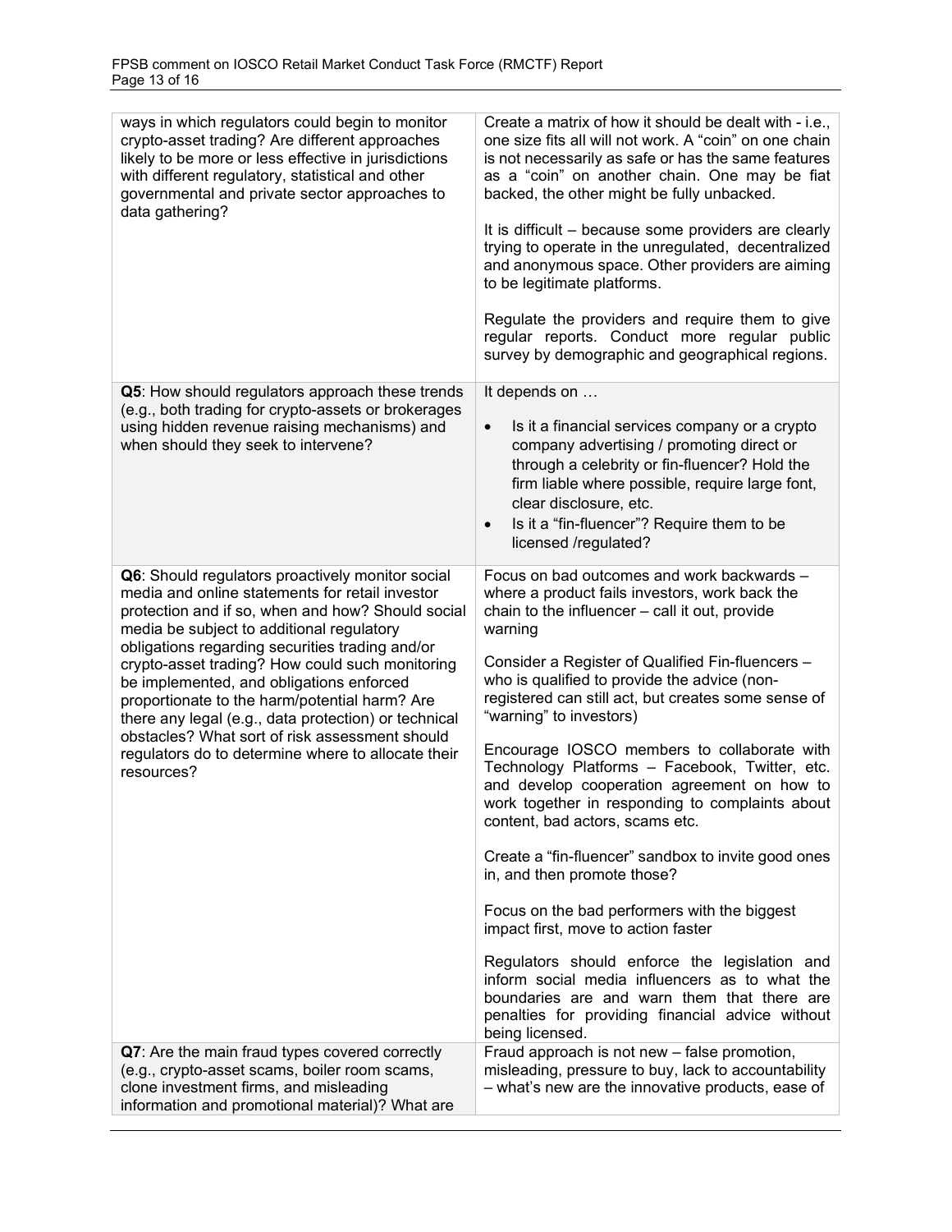| | |
|---|---|
| ways in which regulators could begin to monitor crypto-asset trading? Are different approaches likely to be more or less effective in jurisdictions with different regulatory, statistical and other governmental and private sector approaches to data gathering? | Create a matrix of how it should be dealt with - i.e., one size fits all will not work. A "coin" on one chain is not necessarily as safe or has the same features as a "coin" on another chain. One may be fiat backed, the other might be fully unbacked.<br><br>It is difficult – because some providers are clearly trying to operate in the unregulated, decentralized and anonymous space. Other providers are aiming to be legitimate platforms.<br><br>Regulate the providers and require them to give regular reports. Conduct more regular public survey by demographic and geographical regions. |
| **Q5**: How should regulators approach these trends (e.g., both trading for crypto-assets or brokerages using hidden revenue raising mechanisms) and when should they seek to intervene? | It depends on …<br><br>• Is it a financial services company or a crypto company advertising / promoting direct or through a celebrity or fin-fluencer? Hold the firm liable where possible, require large font, clear disclosure, etc.<br>• Is it a "fin-fluencer"? Require them to be licensed /regulated? |
| **Q6**: Should regulators proactively monitor social media and online statements for retail investor protection and if so, when and how? Should social media be subject to additional regulatory obligations regarding securities trading and/or crypto-asset trading? How could such monitoring be implemented, and obligations enforced proportionate to the harm/potential harm? Are there any legal (e.g., data protection) or technical obstacles? What sort of risk assessment should regulators do to determine where to allocate their resources? | Focus on bad outcomes and work backwards – where a product fails investors, work back the chain to the influencer – call it out, provide warning<br><br>Consider a Register of Qualified Fin-fluencers – who is qualified to provide the advice (non-registered can still act, but creates some sense of "warning" to investors)<br><br>Encourage IOSCO members to collaborate with Technology Platforms – Facebook, Twitter, etc. and develop cooperation agreement on how to work together in responding to complaints about content, bad actors, scams etc.<br><br>Create a "fin-fluencer" sandbox to invite good ones in, and then promote those?<br><br>Focus on the bad performers with the biggest impact first, move to action faster<br><br>Regulators should enforce the legislation and inform social media influencers as to what the boundaries are and warn them that there are penalties for providing financial advice without being licensed. |
| **Q7**: Are the main fraud types covered correctly (e.g., crypto-asset scams, boiler room scams, clone investment firms, and misleading information and promotional material)? What are | Fraud approach is not new – false promotion, misleading, pressure to buy, lack to accountability – what's new are the innovative products, ease of |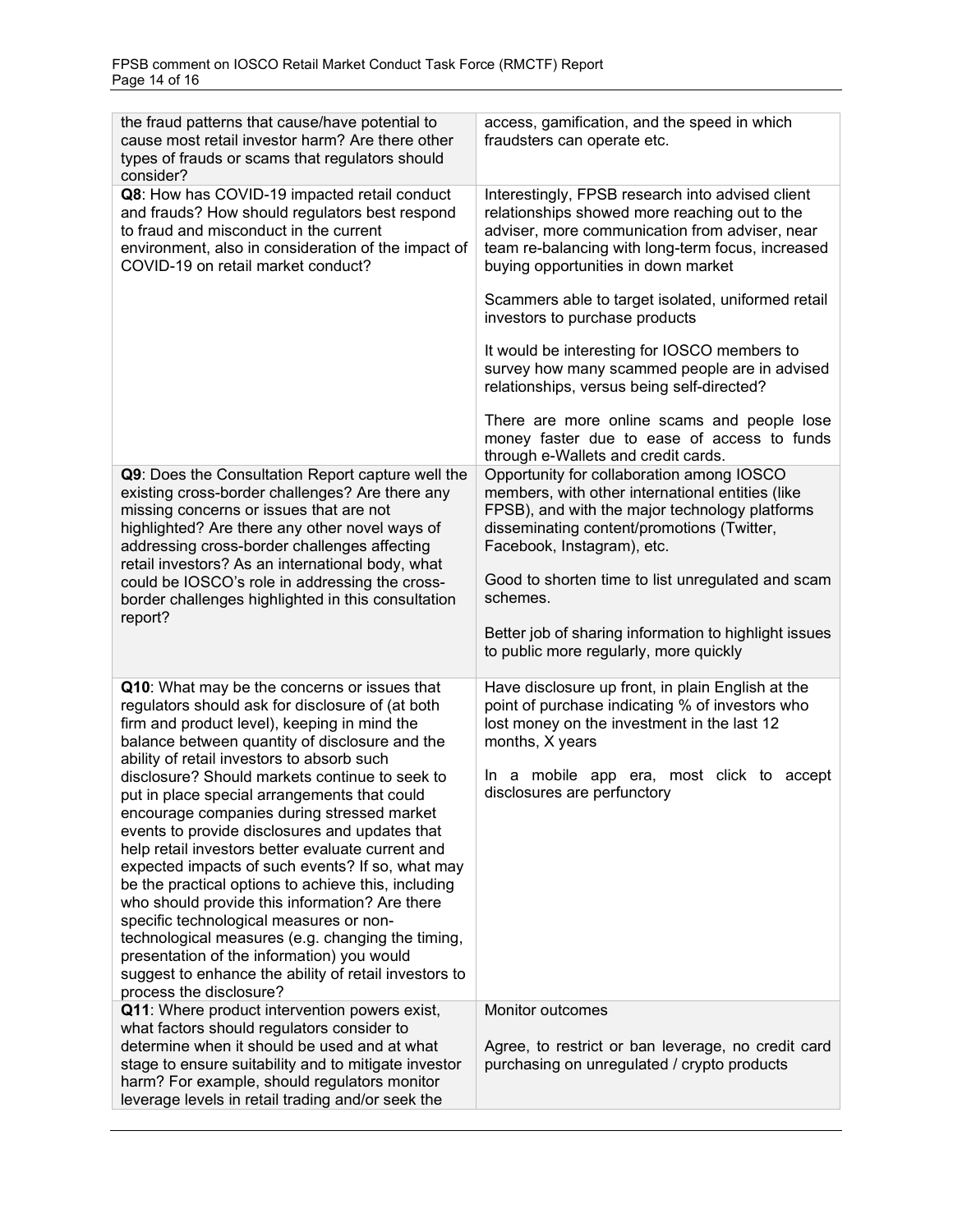| | |
|---|---|
| the fraud patterns that cause/have potential to cause most retail investor harm? Are there other types of frauds or scams that regulators should consider? | access, gamification, and the speed in which fraudsters can operate etc. |
| **Q8**: How has COVID-19 impacted retail conduct and frauds? How should regulators best respond to fraud and misconduct in the current environment, also in consideration of the impact of COVID-19 on retail market conduct? | Interestingly, FPSB research into advised client relationships showed more reaching out to the adviser, more communication from adviser, near team re-balancing with long-term focus, increased buying opportunities in down market<br><br>Scammers able to target isolated, uformed retail investors to purchase products<br><br>It would be interesting for IOSCO members to survey how many scammed people are in advised relationships, versus being self-directed?<br><br>There are more online scams and people lose money faster due to ease of access to funds through e-Wallets and credit cards. |
| **Q9**: Does the Consultation Report capture well the existing cross-border challenges? Are there any missing concerns or issues that are not highlighted? Are there any other novel ways of addressing cross-border challenges affecting retail investors? As an international body, what could be IOSCO's role in addressing the cross-border challenges highlighted in this consultation report? | Opportunity for collaboration among IOSCO members, with other international entities (like FPSB), and with the major technology platforms disseminating content/promotions (Twitter, Facebook, Instagram), etc.<br><br>Good to shorten time to list unregulated and scam schemes.<br><br>Better job of sharing information to highlight issues to public more regularly, more quickly |
| **Q10**: What may be the concerns or issues that regulators should ask for disclosure of (at both firm and product level), keeping in mind the balance between quantity of disclosure and the ability of retail investors to absorb such disclosure? Should markets continue to seek to put in place special arrangements that could encourage companies during stressed market events to provide disclosures and updates that help retail investors better evaluate current and expected impacts of such events? If so, what may be the practical options to achieve this, including who should provide this information? Are there specific technological measures or non-technological measures (e.g. changing the timing, presentation of the information) you would suggest to enhance the ability of retail investors to process the disclosure? | Have disclosure up front, in plain English at the point of purchase indicating % of investors who lost money on the investment in the last 12 months, X years<br><br>In a mobile app era, most click to accept disclosures are perfunctory |
| **Q11**: Where product intervention powers exist, what factors should regulators consider to determine when it should be used and at what stage to ensure suitability and to mitigate investor harm? For example, should regulators monitor leverage levels in retail trading and/or seek the | Monitor outcomes<br><br>Agree, to restrict or ban leverage, no credit card purchasing on unregulated / crypto products |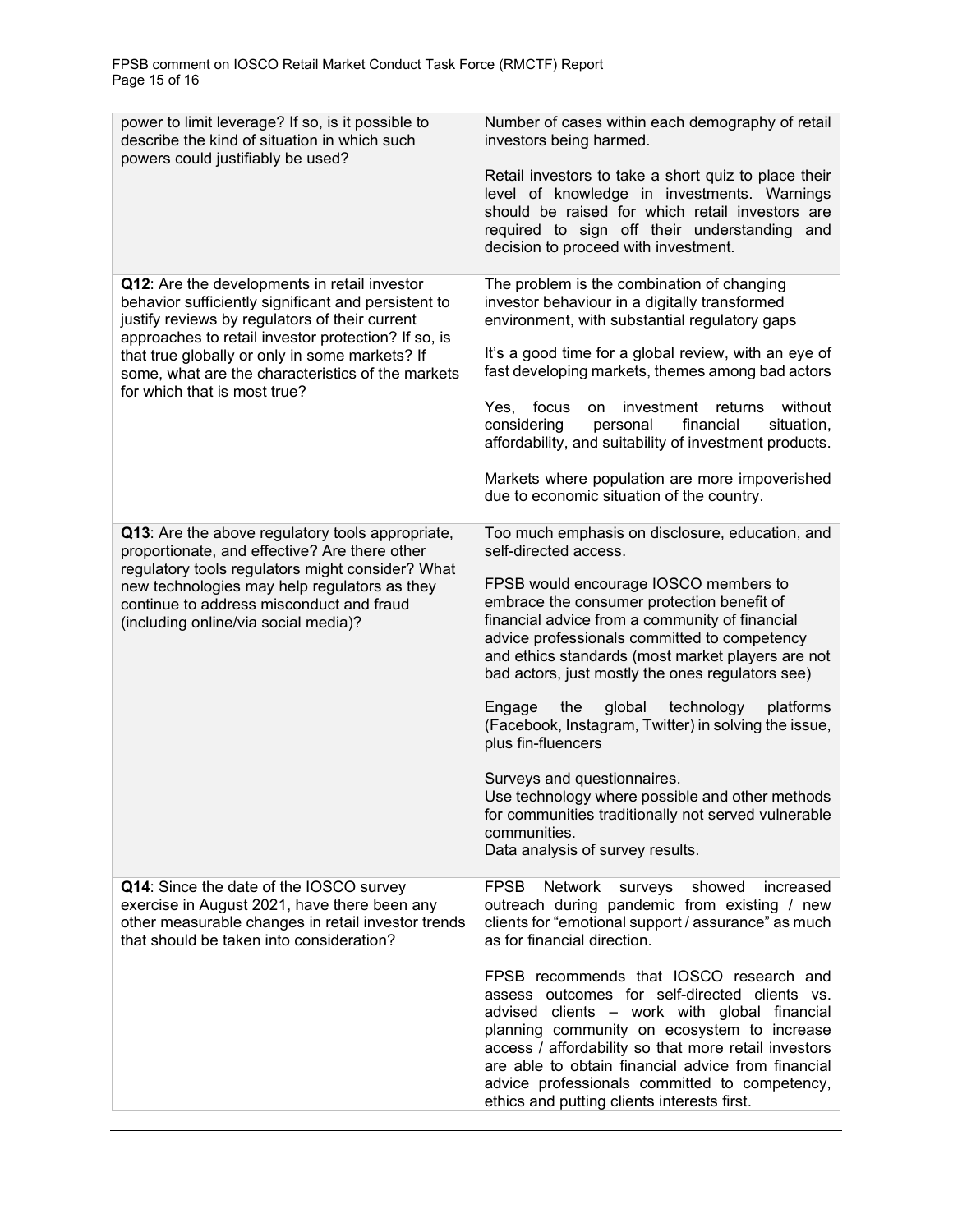| | |
|---|---|
| power to limit leverage? If so, is it possible to describe the kind of situation in which such powers could justifiably be used? | Number of cases within each demography of retail investors being harmed.<br><br>Retail investors to take a short quiz to place their level of knowledge in investments. Warnings should be raised for which retail investors are required to sign off their understanding and decision to proceed with investment. |
| **Q12**: Are the developments in retail investor behavior sufficiently significant and persistent to justify reviews by regulators of their current approaches to retail investor protection? If so, is that true globally or only in some markets? If some, what are the characteristics of the markets for which that is most true? | The problem is the combination of changing investor behaviour in a digitally transformed environment, with substantial regulatory gaps<br><br>It's a good time for a global review, with an eye of fast developing markets, themes among bad actors<br><br>Yes, focus on investment returns without considering personal financial situation, affordability, and suitability of investment products.<br><br>Markets where population are more impoverished due to economic situation of the country. |
| **Q13**: Are the above regulatory tools appropriate, proportionate, and effective? Are there other regulatory tools regulators might consider? What new technologies may help regulators as they continue to address misconduct and fraud (including online/via social media)? | Too much emphasis on disclosure, education, and self-directed access.<br><br>FPSB would encourage IOSCO members to embrace the consumer protection benefit of financial advice from a community of financial advice professionals committed to competency and ethics standards (most market players are not bad actors, just mostly the ones regulators see)<br><br>Engage the global technology platforms (Facebook, Instagram, Twitter) in solving the issue, plus fin-fluencers<br><br>Surveys and questionnaires.<br>Use technology where possible and other methods for communities traditionally not served vulnerable communities.<br>Data analysis of survey results. |
| **Q14**: Since the date of the IOSCO survey exercise in August 2021, have there been any other measurable changes in retail investor trends that should be taken into consideration? | FPSB Network surveys showed increased outreach during pandemic from existing / new clients for "emotional support / assurance" as much as for financial direction.<br><br>FPSB recommends that IOSCO research and assess outcomes for self-directed clients vs. advised clients – work with global financial planning community on ecosystem to increase access / affordability so that more retail investors are able to obtain financial advice from financial advice professionals committed to competency, ethics and putting clients interests first. |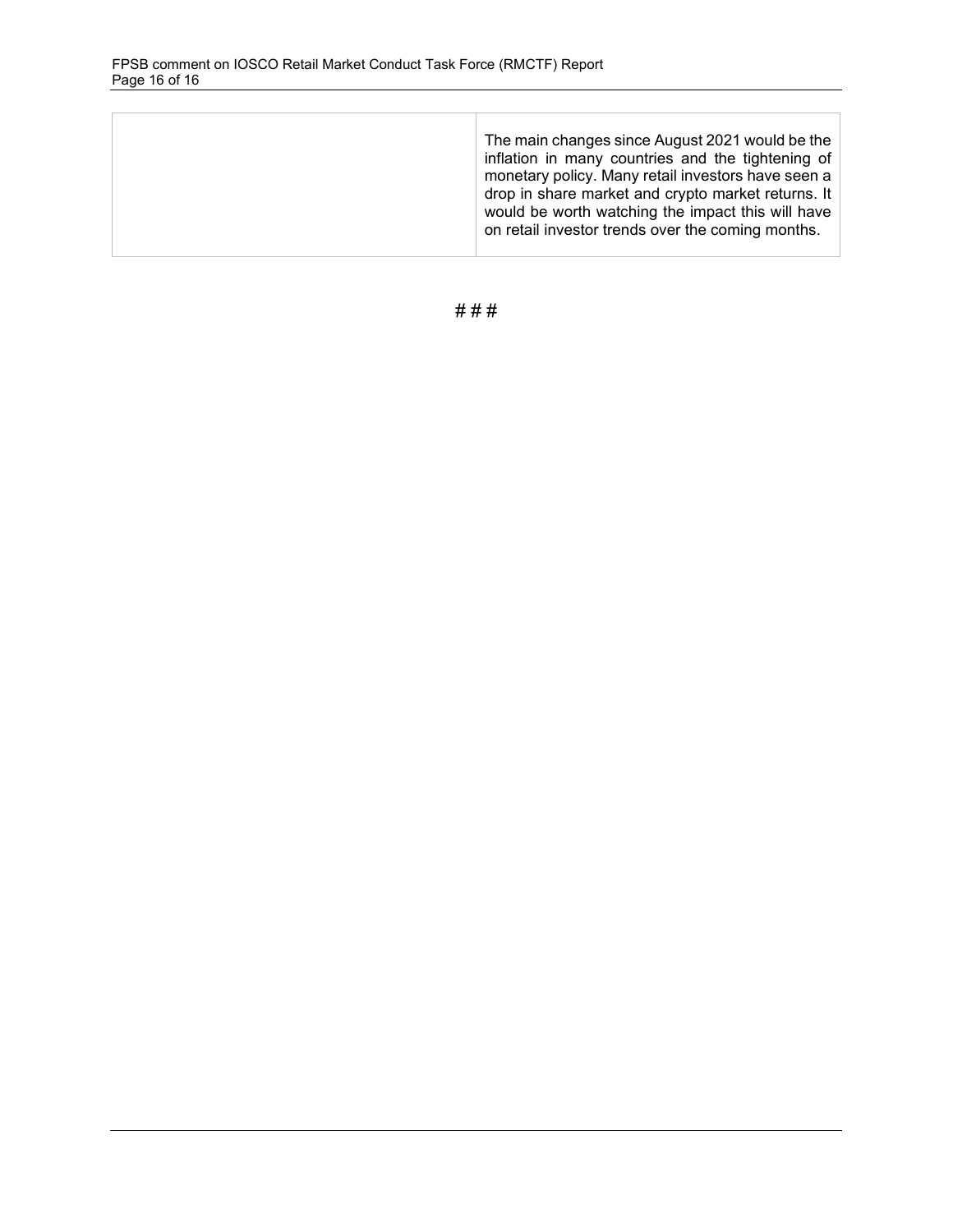| | |
|---|---|
| | The main changes since August 2021 would be the inflation in many countries and the tightening of monetary policy. Many retail investors have seen a drop in share market and crypto market returns. It would be worth watching the impact this will have on retail investor trends over the coming months. |

# # #